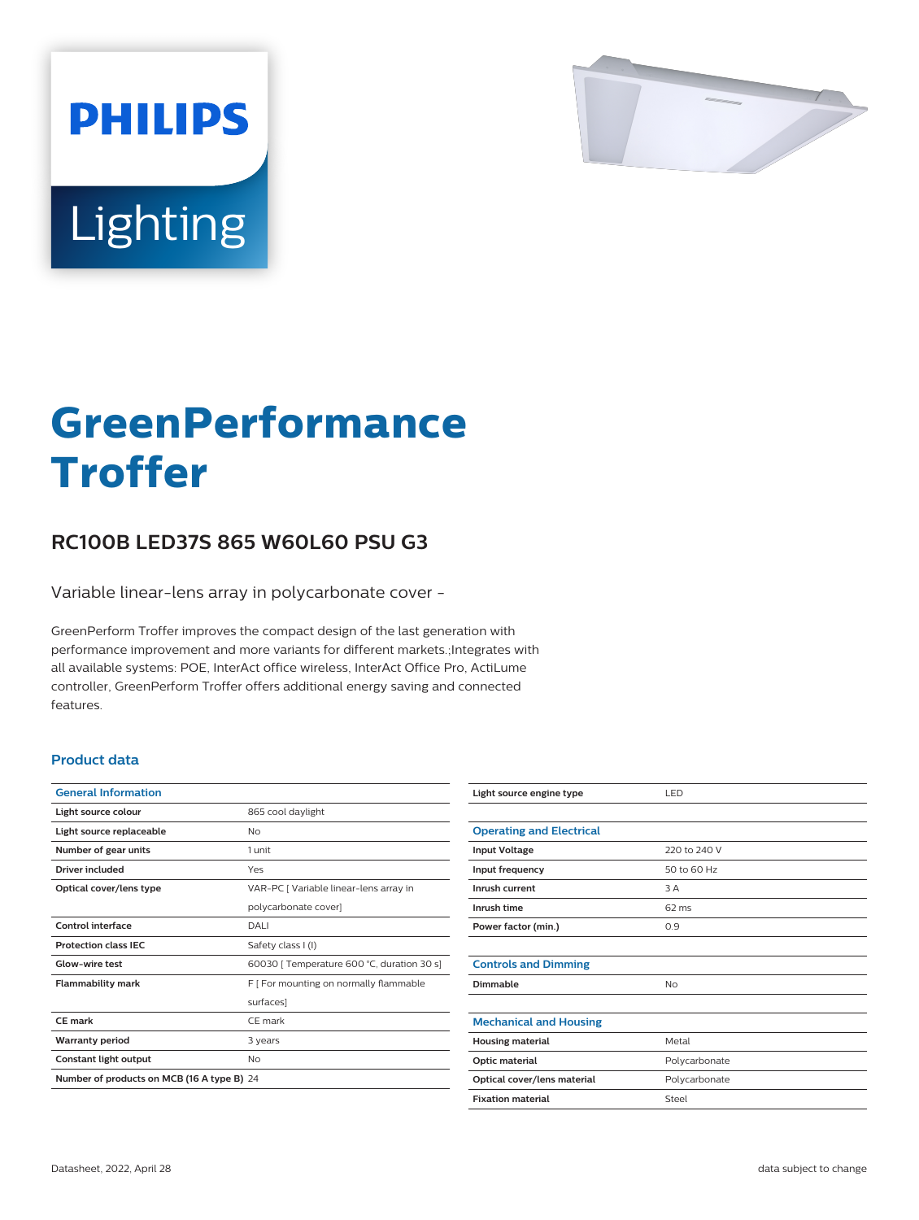PHILIPS

Lighting

# GreenPerformance Troffer

## RC100B LED37S 865 W60L60 PSU G3

Variable linear-lens array in polycarbonate cover -

GreenPerform Troffer improves the compact design of the last generation with performance improvement and more variants for different markets.;Integrates with all available systems: POE, InterAct office wireless, InterAct Office Pro, ActiLume controller, GreenPerform Troffer offers additional energy saving and connected features.

### Product data

| General Information | |
|---|---|
| Light source colour | 865 cool daylight |
| Light source replaceable | No |
| Number of gear units | 1 unit |
| Driver included | Yes |
| Optical cover/lens type | VAR-PC [ Variable linear-lens array in polycarbonate cover] |
| Control interface | DALI |
| Protection class IEC | Safety class I (I) |
| Glow-wire test | 60030 [ Temperature 600 °C, duration 30 s] |
| Flammability mark | F [ For mounting on normally flammable surfaces] |
| CE mark | CE mark |
| Warranty period | 3 years |
| Constant light output | No |
| Number of products on MCB (16 A type B) | 24 |
| Light source engine type | LED |

| Operating and Electrical | |
|---|---|
| Input Voltage | 220 to 240 V |
| Input frequency | 50 to 60 Hz |
| Inrush current | 3 A |
| Inrush time | 62 ms |
| Power factor (min.) | 0.9 |

| Controls and Dimming | |
|---|---|
| Dimmable | No |

| Mechanical and Housing | |
|---|---|
| Housing material | Metal |
| Optic material | Polycarbonate |
| Optical cover/lens material | Polycarbonate |
| Fixation material | Steel |

Datasheet, 2022, April 28

data subject to change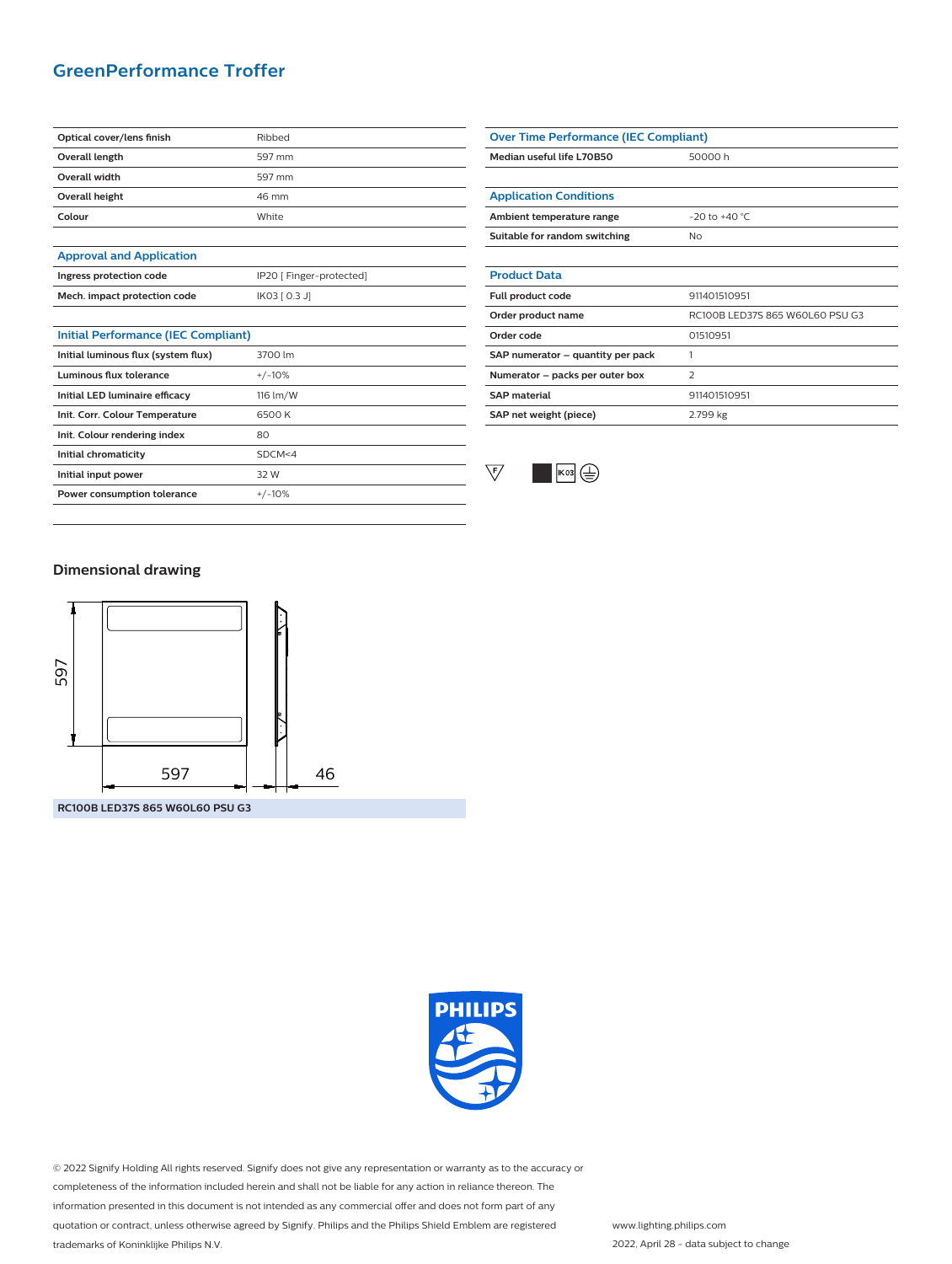## GreenPerformance Troffer

| | |
|---|---|
| Optical cover/lens finish | Ribbed |
| Overall length | 597 mm |
| Overall width | 597 mm |
| Overall height | 46 mm |
| Colour | White |

### Approval and Application

| | |
|---|---|
| Ingress protection code | IP20 [ Finger-protected] |
| Mech. impact protection code | IK03 [ 0.3 J] |

### Initial Performance (IEC Compliant)

| | |
|---|---|
| Initial luminous flux (system flux) | 3700 lm |
| Luminous flux tolerance | +/-10% |
| Initial LED luminaire efficacy | 116 lm/W |
| Init. Corr. Colour Temperature | 6500 K |
| Init. Colour rendering index | 80 |
| Initial chromaticity | SDCM<4 |
| Initial input power | 32 W |
| Power consumption tolerance | +/-10% |

### Over Time Performance (IEC Compliant)

| | |
|---|---|
| Median useful life L70B50 | 50000 h |

### Application Conditions

| | |
|---|---|
| Ambient temperature range | -20 to +40 °C |
| Suitable for random switching | No |

### Product Data

| | |
|---|---|
| Full product code | 911401510951 |
| Order product name | RC100B LED37S 865 W60L60 PSU G3 |
| Order code | 01510951 |
| SAP numerator – quantity per pack | 1 |
| Numerator – packs per outer box | 2 |
| SAP material | 911401510951 |
| SAP net weight (piece) | 2.799 kg |

## Dimensional drawing

597

597

46

RC100B LED37S 865 W60L60 PSU G3

© 2022 Signify Holding All rights reserved. Signify does not give any representation or warranty as to the accuracy or completeness of the information included herein and shall not be liable for any action in reliance thereon. The information presented in this document is not intended as any commercial offer and does not form part of any quotation or contract, unless otherwise agreed by Signify. Philips and the Philips Shield Emblem are registered trademarks of Koninklijke Philips N.V.

www.lighting.philips.com

2022, April 28 - data subject to change